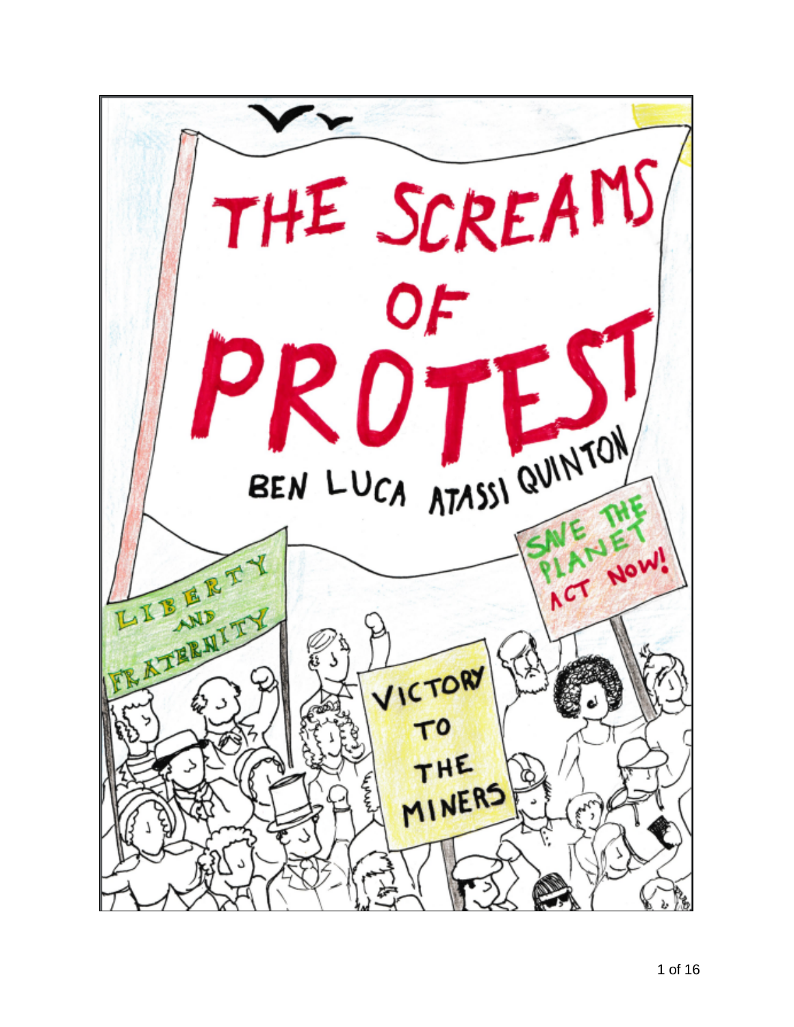# THE SCREAMS OF PROTEST

BEN LUCA ATASSI QUINTON

LIBERTY AND FRATERNITY

VICTORY TO THE MINERS

SAVE THE PLANET ACT NOW!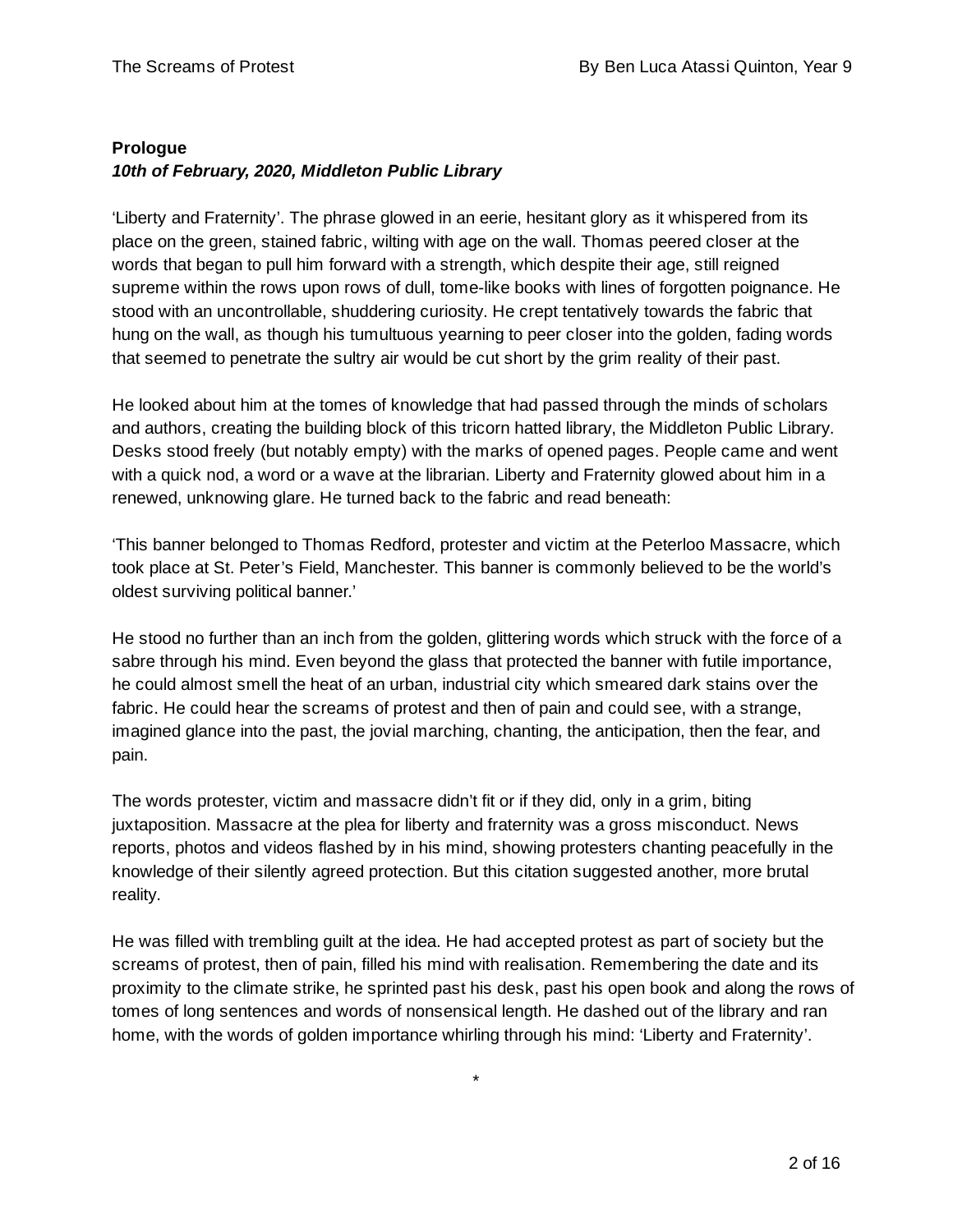**Prologue**
***10th of February, 2020, Middleton Public Library***

'Liberty and Fraternity'. The phrase glowed in an eerie, hesitant glory as it whispered from its place on the green, stained fabric, wilting with age on the wall. Thomas peered closer at the words that began to pull him forward with a strength, which despite their age, still reigned supreme within the rows upon rows of dull, tome-like books with lines of forgotten poignance. He stood with an uncontrollable, shuddering curiosity. He crept tentatively towards the fabric that hung on the wall, as though his tumultuous yearning to peer closer into the golden, fading words that seemed to penetrate the sultry air would be cut short by the grim reality of their past.

He looked about him at the tomes of knowledge that had passed through the minds of scholars and authors, creating the building block of this tricorn hatted library, the Middleton Public Library. Desks stood freely (but notably empty) with the marks of opened pages. People came and went with a quick nod, a word or a wave at the librarian. Liberty and Fraternity glowed about him in a renewed, unknowing glare. He turned back to the fabric and read beneath:

'This banner belonged to Thomas Redford, protester and victim at the Peterloo Massacre, which took place at St. Peter's Field, Manchester. This banner is commonly believed to be the world's oldest surviving political banner.'

He stood no further than an inch from the golden, glittering words which struck with the force of a sabre through his mind. Even beyond the glass that protected the banner with futile importance, he could almost smell the heat of an urban, industrial city which smeared dark stains over the fabric. He could hear the screams of protest and then of pain and could see, with a strange, imagined glance into the past, the jovial marching, chanting, the anticipation, then the fear, and pain.

The words protester, victim and massacre didn't fit or if they did, only in a grim, biting juxtaposition. Massacre at the plea for liberty and fraternity was a gross misconduct. News reports, photos and videos flashed by in his mind, showing protesters chanting peacefully in the knowledge of their silently agreed protection. But this citation suggested another, more brutal reality.

He was filled with trembling guilt at the idea. He had accepted protest as part of society but the screams of protest, then of pain, filled his mind with realisation. Remembering the date and its proximity to the climate strike, he sprinted past his desk, past his open book and along the rows of tomes of long sentences and words of nonsensical length. He dashed out of the library and ran home, with the words of golden importance whirling through his mind: 'Liberty and Fraternity'.

*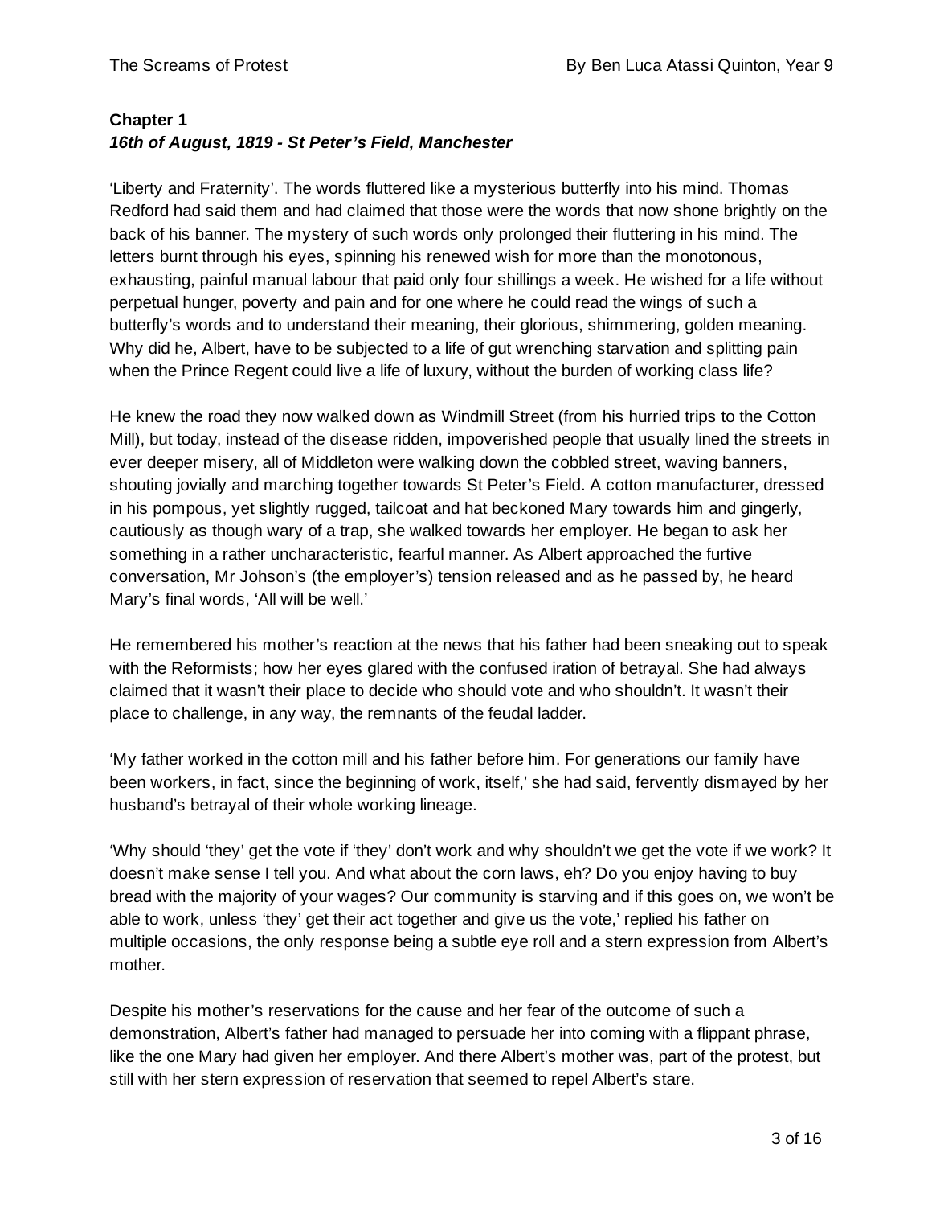**Chapter 1**
***16th of August, 1819 - St Peter's Field, Manchester***

'Liberty and Fraternity'. The words fluttered like a mysterious butterfly into his mind. Thomas Redford had said them and had claimed that those were the words that now shone brightly on the back of his banner. The mystery of such words only prolonged their fluttering in his mind. The letters burnt through his eyes, spinning his renewed wish for more than the monotonous, exhausting, painful manual labour that paid only four shillings a week. He wished for a life without perpetual hunger, poverty and pain and for one where he could read the wings of such a butterfly's words and to understand their meaning, their glorious, shimmering, golden meaning. Why did he, Albert, have to be subjected to a life of gut wrenching starvation and splitting pain when the Prince Regent could live a life of luxury, without the burden of working class life?

He knew the road they now walked down as Windmill Street (from his hurried trips to the Cotton Mill), but today, instead of the disease ridden, impoverished people that usually lined the streets in ever deeper misery, all of Middleton were walking down the cobbled street, waving banners, shouting jovially and marching together towards St Peter's Field. A cotton manufacturer, dressed in his pompous, yet slightly rugged, tailcoat and hat beckoned Mary towards him and gingerly, cautiously as though wary of a trap, she walked towards her employer. He began to ask her something in a rather uncharacteristic, fearful manner. As Albert approached the furtive conversation, Mr Johson's (the employer's) tension released and as he passed by, he heard Mary's final words, 'All will be well.'

He remembered his mother's reaction at the news that his father had been sneaking out to speak with the Reformists; how her eyes glared with the confused iration of betrayal. She had always claimed that it wasn't their place to decide who should vote and who shouldn't. It wasn't their place to challenge, in any way, the remnants of the feudal ladder.

'My father worked in the cotton mill and his father before him. For generations our family have been workers, in fact, since the beginning of work, itself,' she had said, fervently dismayed by her husband's betrayal of their whole working lineage.

'Why should 'they' get the vote if 'they' don't work and why shouldn't we get the vote if we work? It doesn't make sense I tell you. And what about the corn laws, eh? Do you enjoy having to buy bread with the majority of your wages? Our community is starving and if this goes on, we won't be able to work, unless 'they' get their act together and give us the vote,' replied his father on multiple occasions, the only response being a subtle eye roll and a stern expression from Albert's mother.

Despite his mother's reservations for the cause and her fear of the outcome of such a demonstration, Albert's father had managed to persuade her into coming with a flippant phrase, like the one Mary had given her employer. And there Albert's mother was, part of the protest, but still with her stern expression of reservation that seemed to repel Albert's stare.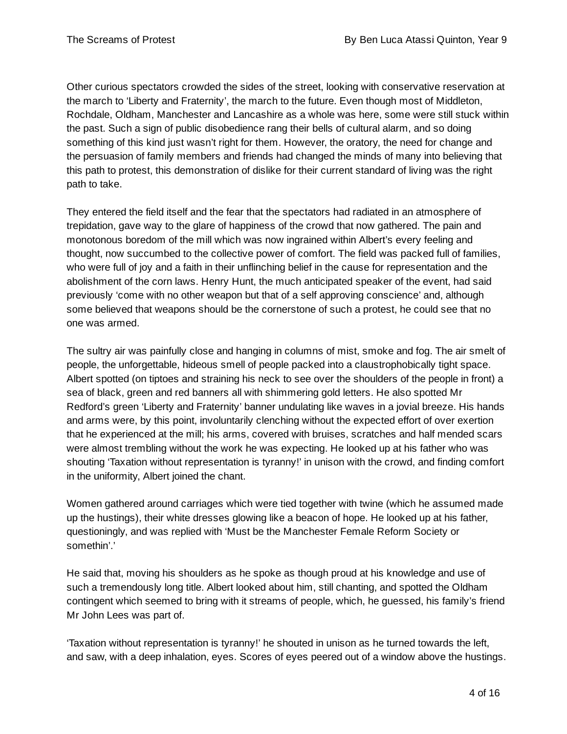Other curious spectators crowded the sides of the street, looking with conservative reservation at the march to 'Liberty and Fraternity', the march to the future. Even though most of Middleton, Rochdale, Oldham, Manchester and Lancashire as a whole was here, some were still stuck within the past. Such a sign of public disobedience rang their bells of cultural alarm, and so doing something of this kind just wasn't right for them. However, the oratory, the need for change and the persuasion of family members and friends had changed the minds of many into believing that this path to protest, this demonstration of dislike for their current standard of living was the right path to take.

They entered the field itself and the fear that the spectators had radiated in an atmosphere of trepidation, gave way to the glare of happiness of the crowd that now gathered. The pain and monotonous boredom of the mill which was now ingrained within Albert's every feeling and thought, now succumbed to the collective power of comfort. The field was packed full of families, who were full of joy and a faith in their unflinching belief in the cause for representation and the abolishment of the corn laws. Henry Hunt, the much anticipated speaker of the event, had said previously 'come with no other weapon but that of a self approving conscience' and, although some believed that weapons should be the cornerstone of such a protest, he could see that no one was armed.

The sultry air was painfully close and hanging in columns of mist, smoke and fog. The air smelt of people, the unforgettable, hideous smell of people packed into a claustrophobically tight space. Albert spotted (on tiptoes and straining his neck to see over the shoulders of the people in front) a sea of black, green and red banners all with shimmering gold letters. He also spotted Mr Redford's green 'Liberty and Fraternity' banner undulating like waves in a jovial breeze. His hands and arms were, by this point, involuntarily clenching without the expected effort of over exertion that he experienced at the mill; his arms, covered with bruises, scratches and half mended scars were almost trembling without the work he was expecting. He looked up at his father who was shouting 'Taxation without representation is tyranny!' in unison with the crowd, and finding comfort in the uniformity, Albert joined the chant.

Women gathered around carriages which were tied together with twine (which he assumed made up the hustings), their white dresses glowing like a beacon of hope. He looked up at his father, questioningly, and was replied with 'Must be the Manchester Female Reform Society or somethin'.'

He said that, moving his shoulders as he spoke as though proud at his knowledge and use of such a tremendously long title. Albert looked about him, still chanting, and spotted the Oldham contingent which seemed to bring with it streams of people, which, he guessed, his family's friend Mr John Lees was part of.

'Taxation without representation is tyranny!' he shouted in unison as he turned towards the left, and saw, with a deep inhalation, eyes. Scores of eyes peered out of a window above the hustings.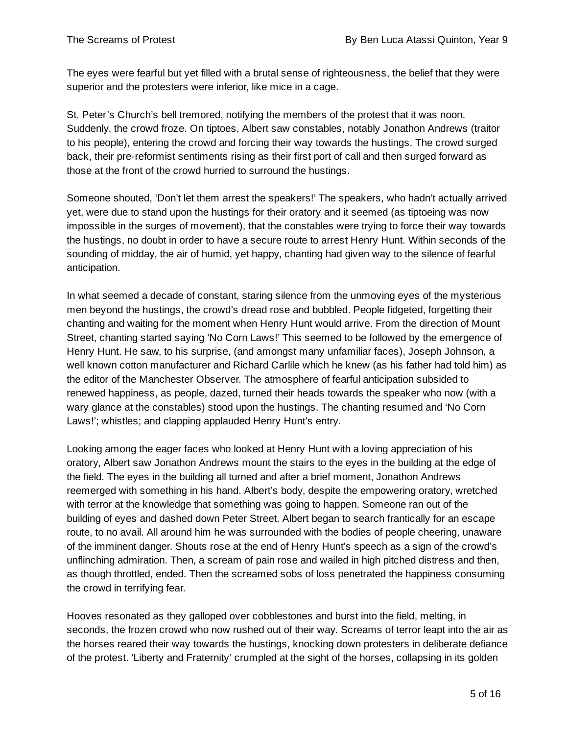The eyes were fearful but yet filled with a brutal sense of righteousness, the belief that they were superior and the protesters were inferior, like mice in a cage.

St. Peter's Church's bell tremored, notifying the members of the protest that it was noon. Suddenly, the crowd froze. On tiptoes, Albert saw constables, notably Jonathon Andrews (traitor to his people), entering the crowd and forcing their way towards the hustings. The crowd surged back, their pre-reformist sentiments rising as their first port of call and then surged forward as those at the front of the crowd hurried to surround the hustings.

Someone shouted, 'Don't let them arrest the speakers!' The speakers, who hadn't actually arrived yet, were due to stand upon the hustings for their oratory and it seemed (as tiptoeing was now impossible in the surges of movement), that the constables were trying to force their way towards the hustings, no doubt in order to have a secure route to arrest Henry Hunt. Within seconds of the sounding of midday, the air of humid, yet happy, chanting had given way to the silence of fearful anticipation.

In what seemed a decade of constant, staring silence from the unmoving eyes of the mysterious men beyond the hustings, the crowd's dread rose and bubbled. People fidgeted, forgetting their chanting and waiting for the moment when Henry Hunt would arrive. From the direction of Mount Street, chanting started saying 'No Corn Laws!' This seemed to be followed by the emergence of Henry Hunt. He saw, to his surprise, (and amongst many unfamiliar faces), Joseph Johnson, a well known cotton manufacturer and Richard Carlile which he knew (as his father had told him) as the editor of the Manchester Observer. The atmosphere of fearful anticipation subsided to renewed happiness, as people, dazed, turned their heads towards the speaker who now (with a wary glance at the constables) stood upon the hustings. The chanting resumed and 'No Corn Laws!'; whistles; and clapping applauded Henry Hunt's entry.

Looking among the eager faces who looked at Henry Hunt with a loving appreciation of his oratory, Albert saw Jonathon Andrews mount the stairs to the eyes in the building at the edge of the field. The eyes in the building all turned and after a brief moment, Jonathon Andrews reemerged with something in his hand. Albert's body, despite the empowering oratory, wretched with terror at the knowledge that something was going to happen. Someone ran out of the building of eyes and dashed down Peter Street. Albert began to search frantically for an escape route, to no avail. All around him he was surrounded with the bodies of people cheering, unaware of the imminent danger. Shouts rose at the end of Henry Hunt's speech as a sign of the crowd's unflinching admiration. Then, a scream of pain rose and wailed in high pitched distress and then, as though throttled, ended. Then the screamed sobs of loss penetrated the happiness consuming the crowd in terrifying fear.

Hooves resonated as they galloped over cobblestones and burst into the field, melting, in seconds, the frozen crowd who now rushed out of their way. Screams of terror leapt into the air as the horses reared their way towards the hustings, knocking down protesters in deliberate defiance of the protest. 'Liberty and Fraternity' crumpled at the sight of the horses, collapsing in its golden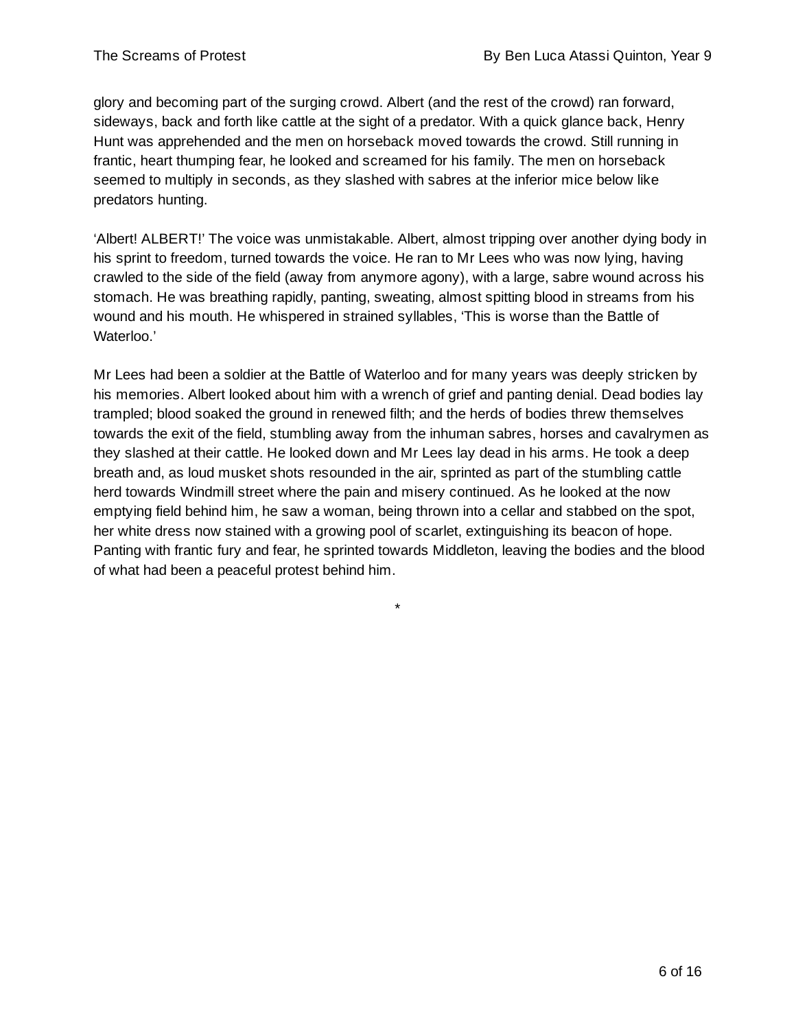glory and becoming part of the surging crowd. Albert (and the rest of the crowd) ran forward, sideways, back and forth like cattle at the sight of a predator. With a quick glance back, Henry Hunt was apprehended and the men on horseback moved towards the crowd. Still running in frantic, heart thumping fear, he looked and screamed for his family. The men on horseback seemed to multiply in seconds, as they slashed with sabres at the inferior mice below like predators hunting.

'Albert! ALBERT!' The voice was unmistakable. Albert, almost tripping over another dying body in his sprint to freedom, turned towards the voice. He ran to Mr Lees who was now lying, having crawled to the side of the field (away from anymore agony), with a large, sabre wound across his stomach. He was breathing rapidly, panting, sweating, almost spitting blood in streams from his wound and his mouth. He whispered in strained syllables, 'This is worse than the Battle of Waterloo.'

Mr Lees had been a soldier at the Battle of Waterloo and for many years was deeply stricken by his memories. Albert looked about him with a wrench of grief and panting denial. Dead bodies lay trampled; blood soaked the ground in renewed filth; and the herds of bodies threw themselves towards the exit of the field, stumbling away from the inhuman sabres, horses and cavalrymen as they slashed at their cattle. He looked down and Mr Lees lay dead in his arms. He took a deep breath and, as loud musket shots resounded in the air, sprinted as part of the stumbling cattle herd towards Windmill street where the pain and misery continued. As he looked at the now emptying field behind him, he saw a woman, being thrown into a cellar and stabbed on the spot, her white dress now stained with a growing pool of scarlet, extinguishing its beacon of hope. Panting with frantic fury and fear, he sprinted towards Middleton, leaving the bodies and the blood of what had been a peaceful protest behind him.

*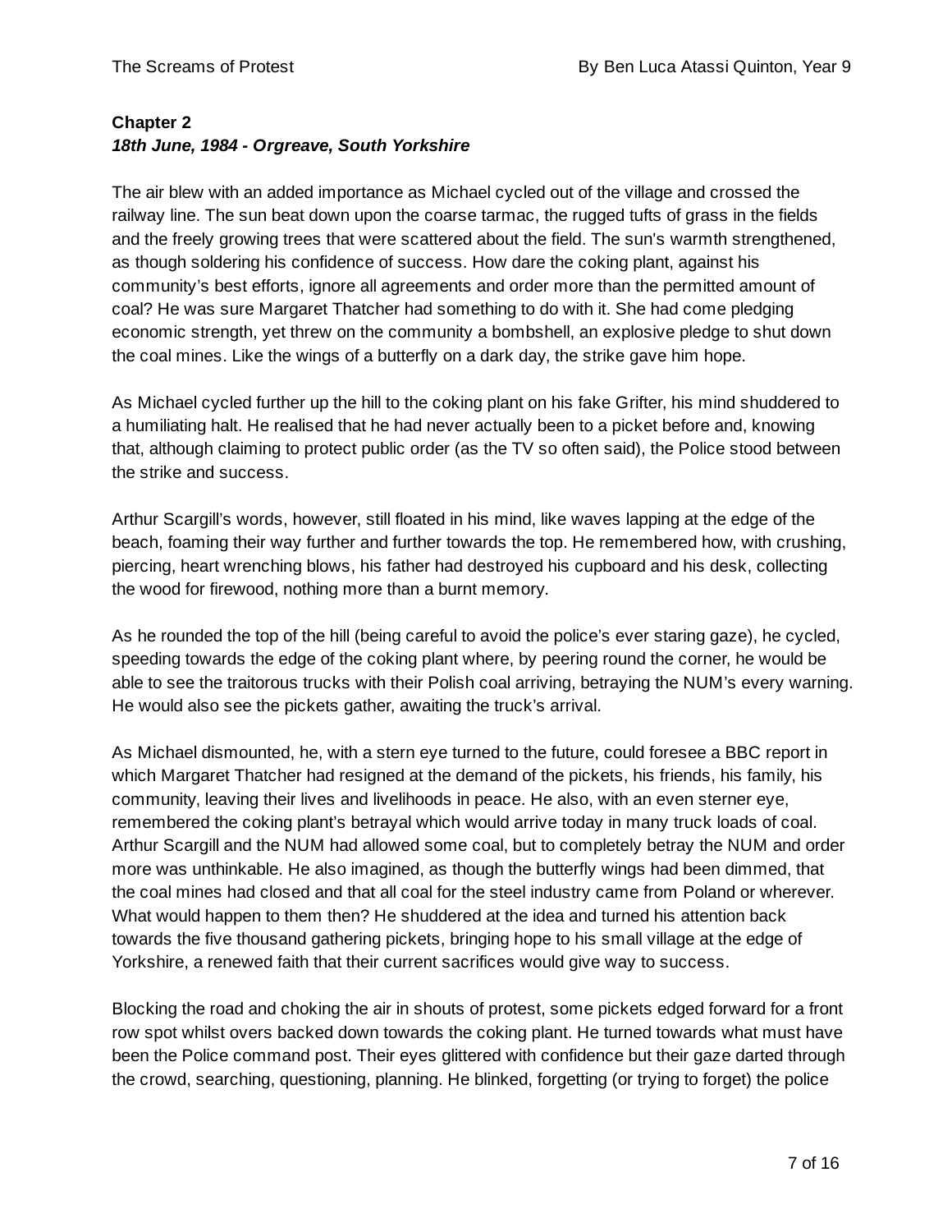**Chapter 2**
***18th June, 1984 - Orgreave, South Yorkshire***

The air blew with an added importance as Michael cycled out of the village and crossed the railway line. The sun beat down upon the coarse tarmac, the rugged tufts of grass in the fields and the freely growing trees that were scattered about the field. The sun's warmth strengthened, as though soldering his confidence of success. How dare the coking plant, against his community's best efforts, ignore all agreements and order more than the permitted amount of coal? He was sure Margaret Thatcher had something to do with it. She had come pledging economic strength, yet threw on the community a bombshell, an explosive pledge to shut down the coal mines. Like the wings of a butterfly on a dark day, the strike gave him hope.

As Michael cycled further up the hill to the coking plant on his fake Grifter, his mind shuddered to a humiliating halt. He realised that he had never actually been to a picket before and, knowing that, although claiming to protect public order (as the TV so often said), the Police stood between the strike and success.

Arthur Scargill's words, however, still floated in his mind, like waves lapping at the edge of the beach, foaming their way further and further towards the top. He remembered how, with crushing, piercing, heart wrenching blows, his father had destroyed his cupboard and his desk, collecting the wood for firewood, nothing more than a burnt memory.

As he rounded the top of the hill (being careful to avoid the police's ever staring gaze), he cycled, speeding towards the edge of the coking plant where, by peering round the corner, he would be able to see the traitorous trucks with their Polish coal arriving, betraying the NUM's every warning. He would also see the pickets gather, awaiting the truck's arrival.

As Michael dismounted, he, with a stern eye turned to the future, could foresee a BBC report in which Margaret Thatcher had resigned at the demand of the pickets, his friends, his family, his community, leaving their lives and livelihoods in peace. He also, with an even sterner eye, remembered the coking plant's betrayal which would arrive today in many truck loads of coal. Arthur Scargill and the NUM had allowed some coal, but to completely betray the NUM and order more was unthinkable. He also imagined, as though the butterfly wings had been dimmed, that the coal mines had closed and that all coal for the steel industry came from Poland or wherever. What would happen to them then? He shuddered at the idea and turned his attention back towards the five thousand gathering pickets, bringing hope to his small village at the edge of Yorkshire, a renewed faith that their current sacrifices would give way to success.

Blocking the road and choking the air in shouts of protest, some pickets edged forward for a front row spot whilst overs backed down towards the coking plant. He turned towards what must have been the Police command post. Their eyes glittered with confidence but their gaze darted through the crowd, searching, questioning, planning. He blinked, forgetting (or trying to forget) the police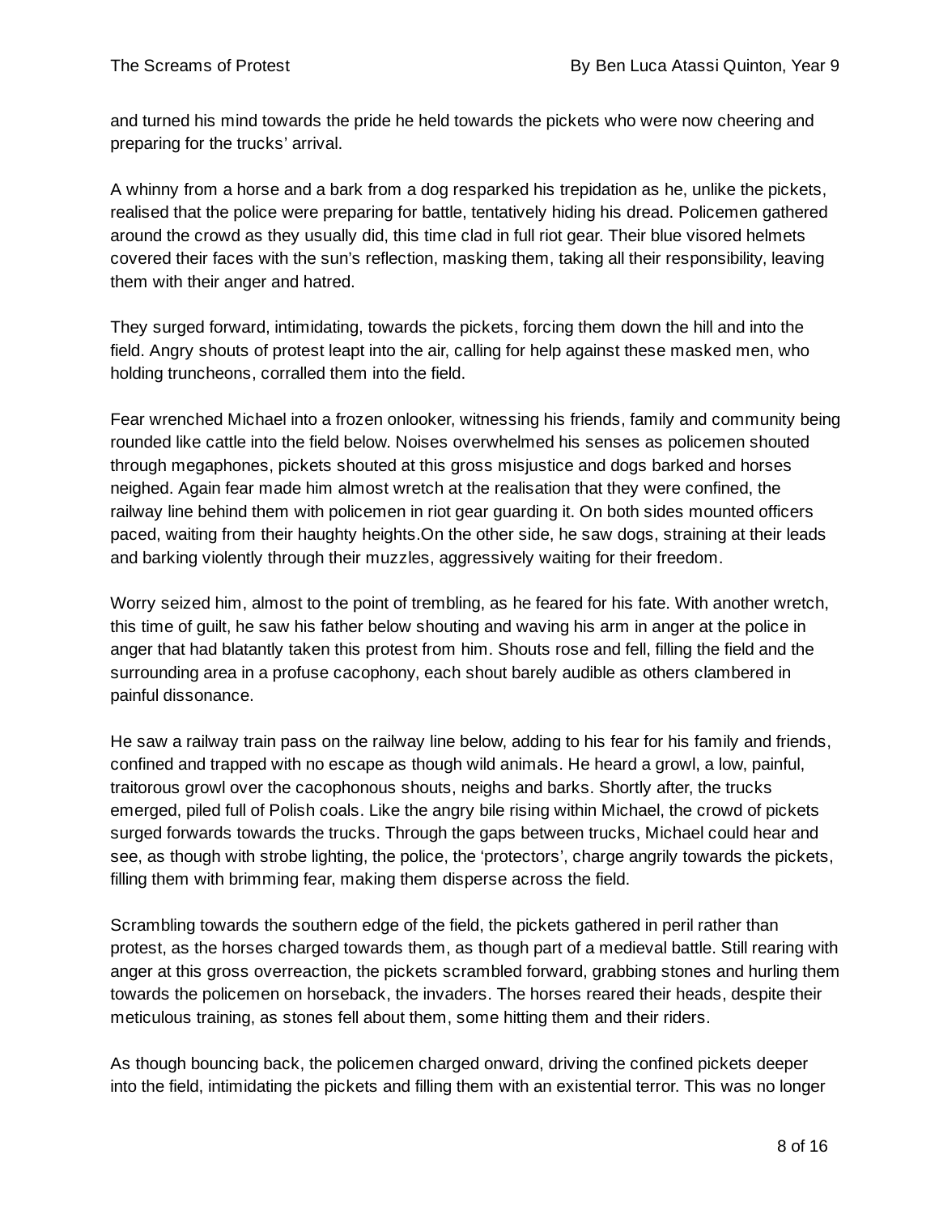and turned his mind towards the pride he held towards the pickets who were now cheering and preparing for the trucks' arrival.

A whinny from a horse and a bark from a dog resparked his trepidation as he, unlike the pickets, realised that the police were preparing for battle, tentatively hiding his dread. Policemen gathered around the crowd as they usually did, this time clad in full riot gear. Their blue visored helmets covered their faces with the sun's reflection, masking them, taking all their responsibility, leaving them with their anger and hatred.

They surged forward, intimidating, towards the pickets, forcing them down the hill and into the field. Angry shouts of protest leapt into the air, calling for help against these masked men, who holding truncheons, corralled them into the field.

Fear wrenched Michael into a frozen onlooker, witnessing his friends, family and community being rounded like cattle into the field below. Noises overwhelmed his senses as policemen shouted through megaphones, pickets shouted at this gross misjustice and dogs barked and horses neighed. Again fear made him almost wretch at the realisation that they were confined, the railway line behind them with policemen in riot gear guarding it. On both sides mounted officers paced, waiting from their haughty heights.On the other side, he saw dogs, straining at their leads and barking violently through their muzzles, aggressively waiting for their freedom.

Worry seized him, almost to the point of trembling, as he feared for his fate. With another wretch, this time of guilt, he saw his father below shouting and waving his arm in anger at the police in anger that had blatantly taken this protest from him. Shouts rose and fell, filling the field and the surrounding area in a profuse cacophony, each shout barely audible as others clambered in painful dissonance.

He saw a railway train pass on the railway line below, adding to his fear for his family and friends, confined and trapped with no escape as though wild animals. He heard a growl, a low, painful, traitorous growl over the cacophonous shouts, neighs and barks. Shortly after, the trucks emerged, piled full of Polish coals. Like the angry bile rising within Michael, the crowd of pickets surged forwards towards the trucks. Through the gaps between trucks, Michael could hear and see, as though with strobe lighting, the police, the 'protectors', charge angrily towards the pickets, filling them with brimming fear, making them disperse across the field.

Scrambling towards the southern edge of the field, the pickets gathered in peril rather than protest, as the horses charged towards them, as though part of a medieval battle. Still rearing with anger at this gross overreaction, the pickets scrambled forward, grabbing stones and hurling them towards the policemen on horseback, the invaders. The horses reared their heads, despite their meticulous training, as stones fell about them, some hitting them and their riders.

As though bouncing back, the policemen charged onward, driving the confined pickets deeper into the field, intimidating the pickets and filling them with an existential terror. This was no longer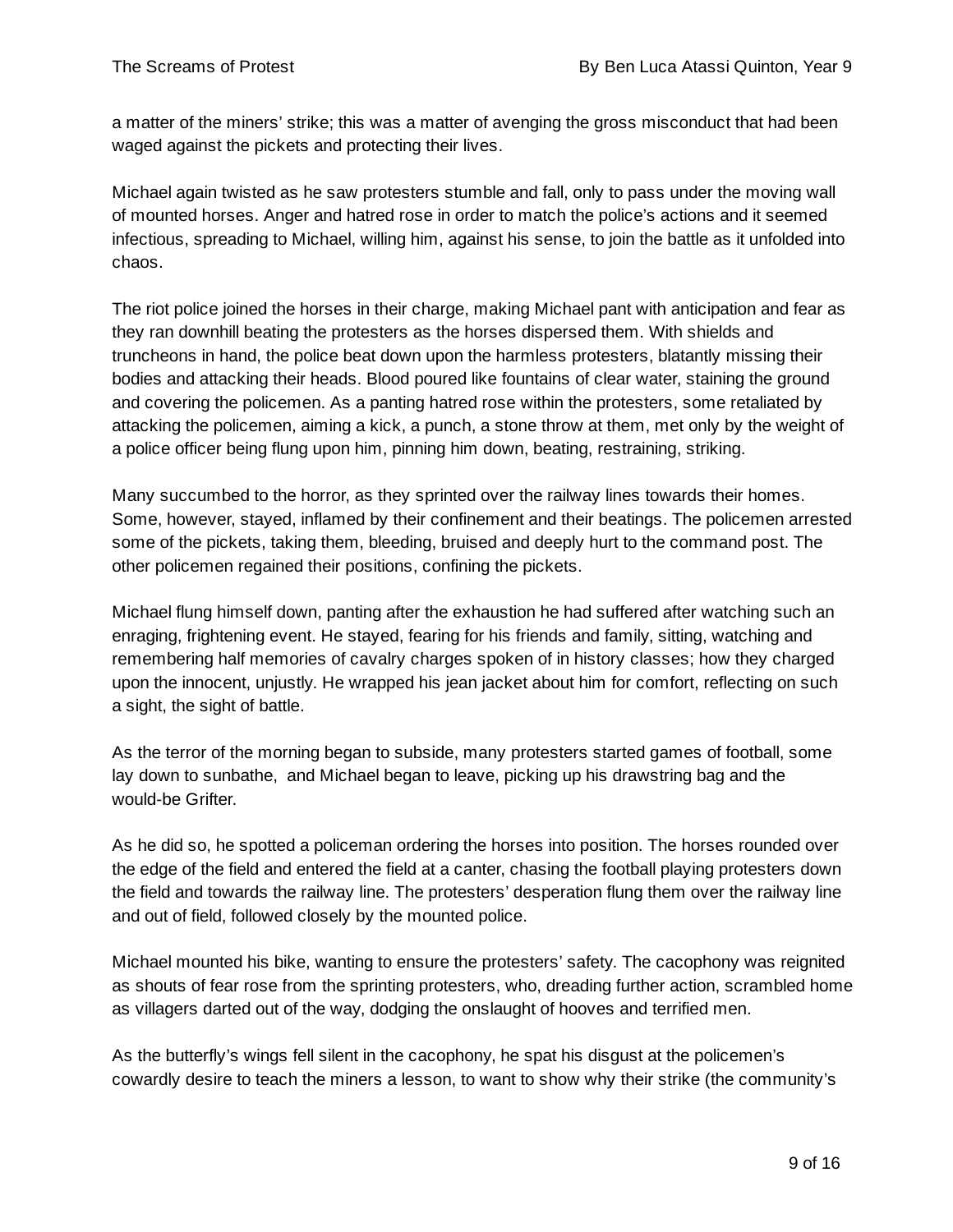a matter of the miners' strike; this was a matter of avenging the gross misconduct that had been waged against the pickets and protecting their lives.

Michael again twisted as he saw protesters stumble and fall, only to pass under the moving wall of mounted horses. Anger and hatred rose in order to match the police's actions and it seemed infectious, spreading to Michael, willing him, against his sense, to join the battle as it unfolded into chaos.

The riot police joined the horses in their charge, making Michael pant with anticipation and fear as they ran downhill beating the protesters as the horses dispersed them. With shields and truncheons in hand, the police beat down upon the harmless protesters, blatantly missing their bodies and attacking their heads. Blood poured like fountains of clear water, staining the ground and covering the policemen. As a panting hatred rose within the protesters, some retaliated by attacking the policemen, aiming a kick, a punch, a stone throw at them, met only by the weight of a police officer being flung upon him, pinning him down, beating, restraining, striking.

Many succumbed to the horror, as they sprinted over the railway lines towards their homes. Some, however, stayed, inflamed by their confinement and their beatings. The policemen arrested some of the pickets, taking them, bleeding, bruised and deeply hurt to the command post. The other policemen regained their positions, confining the pickets.

Michael flung himself down, panting after the exhaustion he had suffered after watching such an enraging, frightening event. He stayed, fearing for his friends and family, sitting, watching and remembering half memories of cavalry charges spoken of in history classes; how they charged upon the innocent, unjustly. He wrapped his jean jacket about him for comfort, reflecting on such a sight, the sight of battle.

As the terror of the morning began to subside, many protesters started games of football, some lay down to sunbathe,  and Michael began to leave, picking up his drawstring bag and the would-be Grifter.

As he did so, he spotted a policeman ordering the horses into position. The horses rounded over the edge of the field and entered the field at a canter, chasing the football playing protesters down the field and towards the railway line. The protesters' desperation flung them over the railway line and out of field, followed closely by the mounted police.

Michael mounted his bike, wanting to ensure the protesters' safety. The cacophony was reignited as shouts of fear rose from the sprinting protesters, who, dreading further action, scrambled home as villagers darted out of the way, dodging the onslaught of hooves and terrified men.

As the butterfly's wings fell silent in the cacophony, he spat his disgust at the policemen's cowardly desire to teach the miners a lesson, to want to show why their strike (the community's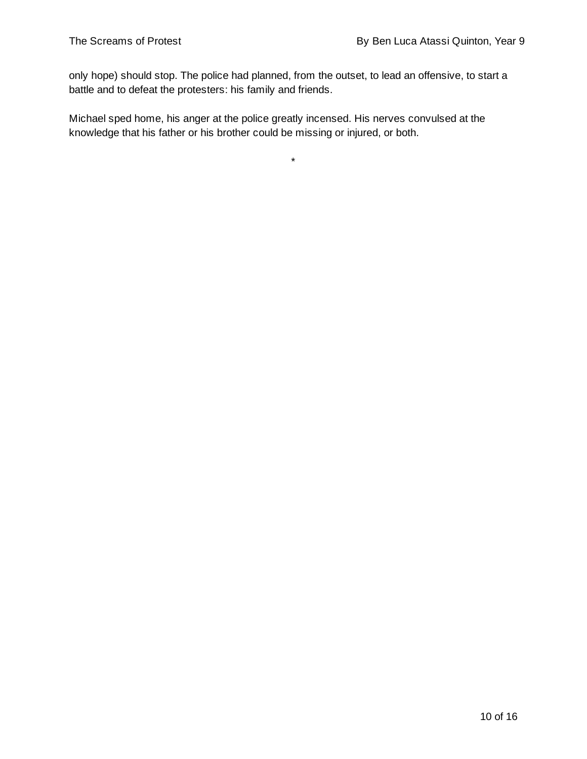only hope) should stop. The police had planned, from the outset, to lead an offensive, to start a battle and to defeat the protesters: his family and friends.

Michael sped home, his anger at the police greatly incensed. His nerves convulsed at the knowledge that his father or his brother could be missing or injured, or both.

*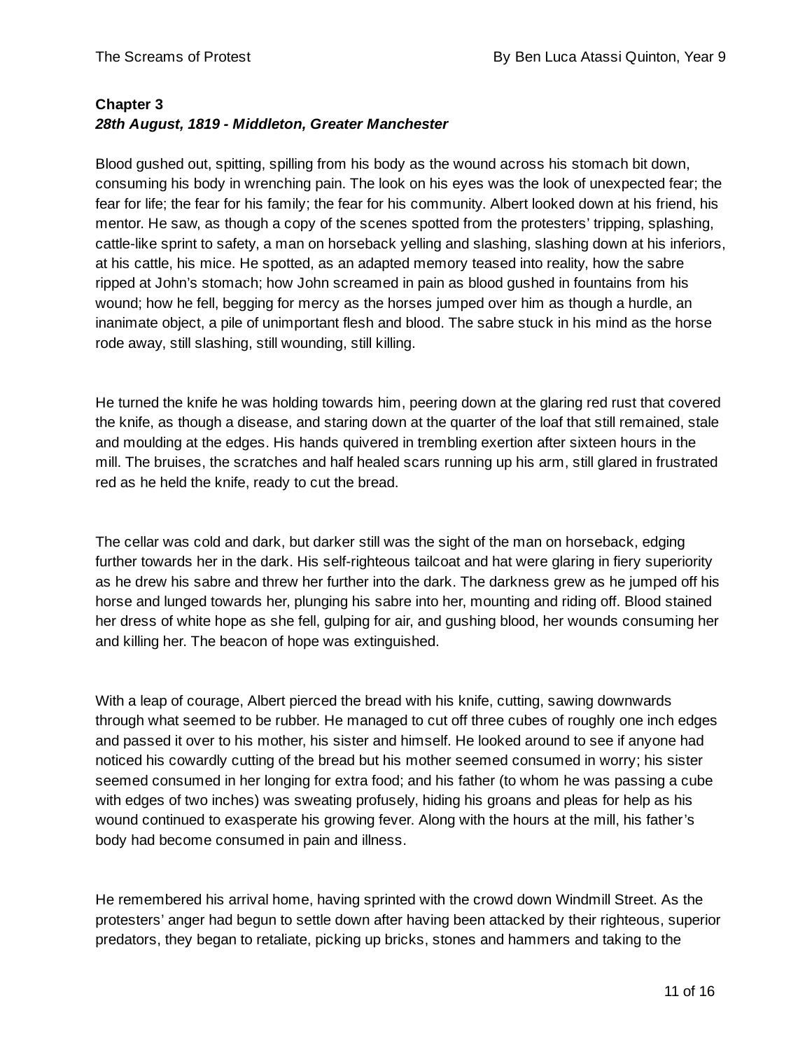**Chapter 3**
***28th August, 1819 - Middleton, Greater Manchester***

Blood gushed out, spitting, spilling from his body as the wound across his stomach bit down, consuming his body in wrenching pain. The look on his eyes was the look of unexpected fear; the fear for life; the fear for his family; the fear for his community. Albert looked down at his friend, his mentor. He saw, as though a copy of the scenes spotted from the protesters' tripping, splashing, cattle-like sprint to safety, a man on horseback yelling and slashing, slashing down at his inferiors, at his cattle, his mice. He spotted, as an adapted memory teased into reality, how the sabre ripped at John's stomach; how John screamed in pain as blood gushed in fountains from his wound; how he fell, begging for mercy as the horses jumped over him as though a hurdle, an inanimate object, a pile of unimportant flesh and blood. The sabre stuck in his mind as the horse rode away, still slashing, still wounding, still killing.

He turned the knife he was holding towards him, peering down at the glaring red rust that covered the knife, as though a disease, and staring down at the quarter of the loaf that still remained, stale and moulding at the edges. His hands quivered in trembling exertion after sixteen hours in the mill. The bruises, the scratches and half healed scars running up his arm, still glared in frustrated red as he held the knife, ready to cut the bread.

The cellar was cold and dark, but darker still was the sight of the man on horseback, edging further towards her in the dark. His self-righteous tailcoat and hat were glaring in fiery superiority as he drew his sabre and threw her further into the dark. The darkness grew as he jumped off his horse and lunged towards her, plunging his sabre into her, mounting and riding off. Blood stained her dress of white hope as she fell, gulping for air, and gushing blood, her wounds consuming her and killing her. The beacon of hope was extinguished.

With a leap of courage, Albert pierced the bread with his knife, cutting, sawing downwards through what seemed to be rubber. He managed to cut off three cubes of roughly one inch edges and passed it over to his mother, his sister and himself. He looked around to see if anyone had noticed his cowardly cutting of the bread but his mother seemed consumed in worry; his sister seemed consumed in her longing for extra food; and his father (to whom he was passing a cube with edges of two inches) was sweating profusely, hiding his groans and pleas for help as his wound continued to exasperate his growing fever. Along with the hours at the mill, his father's body had become consumed in pain and illness.

He remembered his arrival home, having sprinted with the crowd down Windmill Street. As the protesters' anger had begun to settle down after having been attacked by their righteous, superior predators, they began to retaliate, picking up bricks, stones and hammers and taking to the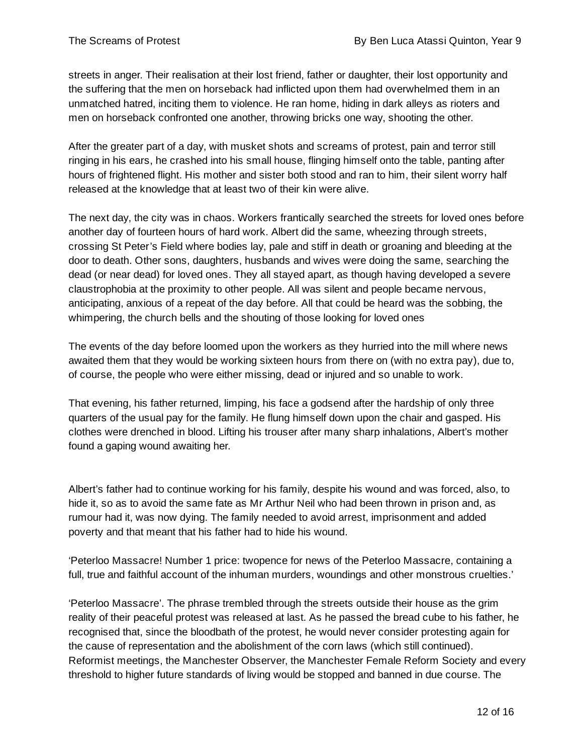streets in anger. Their realisation at their lost friend, father or daughter, their lost opportunity and the suffering that the men on horseback had inflicted upon them had overwhelmed them in an unmatched hatred, inciting them to violence. He ran home, hiding in dark alleys as rioters and men on horseback confronted one another, throwing bricks one way, shooting the other.

After the greater part of a day, with musket shots and screams of protest, pain and terror still ringing in his ears, he crashed into his small house, flinging himself onto the table, panting after hours of frightened flight. His mother and sister both stood and ran to him, their silent worry half released at the knowledge that at least two of their kin were alive.

The next day, the city was in chaos. Workers frantically searched the streets for loved ones before another day of fourteen hours of hard work. Albert did the same, wheezing through streets, crossing St Peter's Field where bodies lay, pale and stiff in death or groaning and bleeding at the door to death. Other sons, daughters, husbands and wives were doing the same, searching the dead (or near dead) for loved ones. They all stayed apart, as though having developed a severe claustrophobia at the proximity to other people. All was silent and people became nervous, anticipating, anxious of a repeat of the day before. All that could be heard was the sobbing, the whimpering, the church bells and the shouting of those looking for loved ones

The events of the day before loomed upon the workers as they hurried into the mill where news awaited them that they would be working sixteen hours from there on (with no extra pay), due to, of course, the people who were either missing, dead or injured and so unable to work.

That evening, his father returned, limping, his face a godsend after the hardship of only three quarters of the usual pay for the family. He flung himself down upon the chair and gasped. His clothes were drenched in blood. Lifting his trouser after many sharp inhalations, Albert's mother found a gaping wound awaiting her.

Albert's father had to continue working for his family, despite his wound and was forced, also, to hide it, so as to avoid the same fate as Mr Arthur Neil who had been thrown in prison and, as rumour had it, was now dying. The family needed to avoid arrest, imprisonment and added poverty and that meant that his father had to hide his wound.

'Peterloo Massacre! Number 1 price: twopence for news of the Peterloo Massacre, containing a full, true and faithful account of the inhuman murders, woundings and other monstrous cruelties.'

'Peterloo Massacre'. The phrase trembled through the streets outside their house as the grim reality of their peaceful protest was released at last. As he passed the bread cube to his father, he recognised that, since the bloodbath of the protest, he would never consider protesting again for the cause of representation and the abolishment of the corn laws (which still continued). Reformist meetings, the Manchester Observer, the Manchester Female Reform Society and every threshold to higher future standards of living would be stopped and banned in due course. The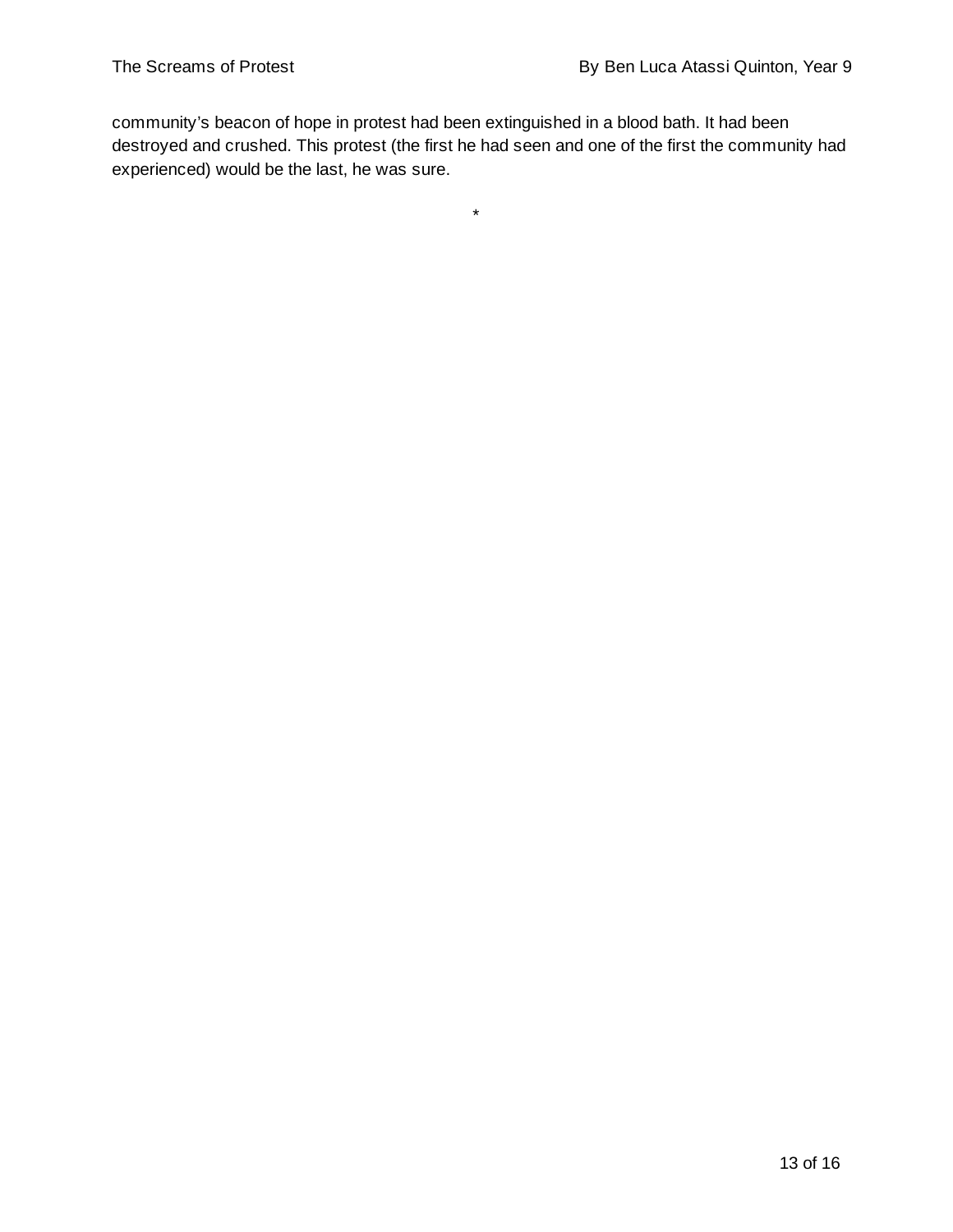community’s beacon of hope in protest had been extinguished in a blood bath. It had been destroyed and crushed. This protest (the first he had seen and one of the first the community had experienced) would be the last, he was sure.

*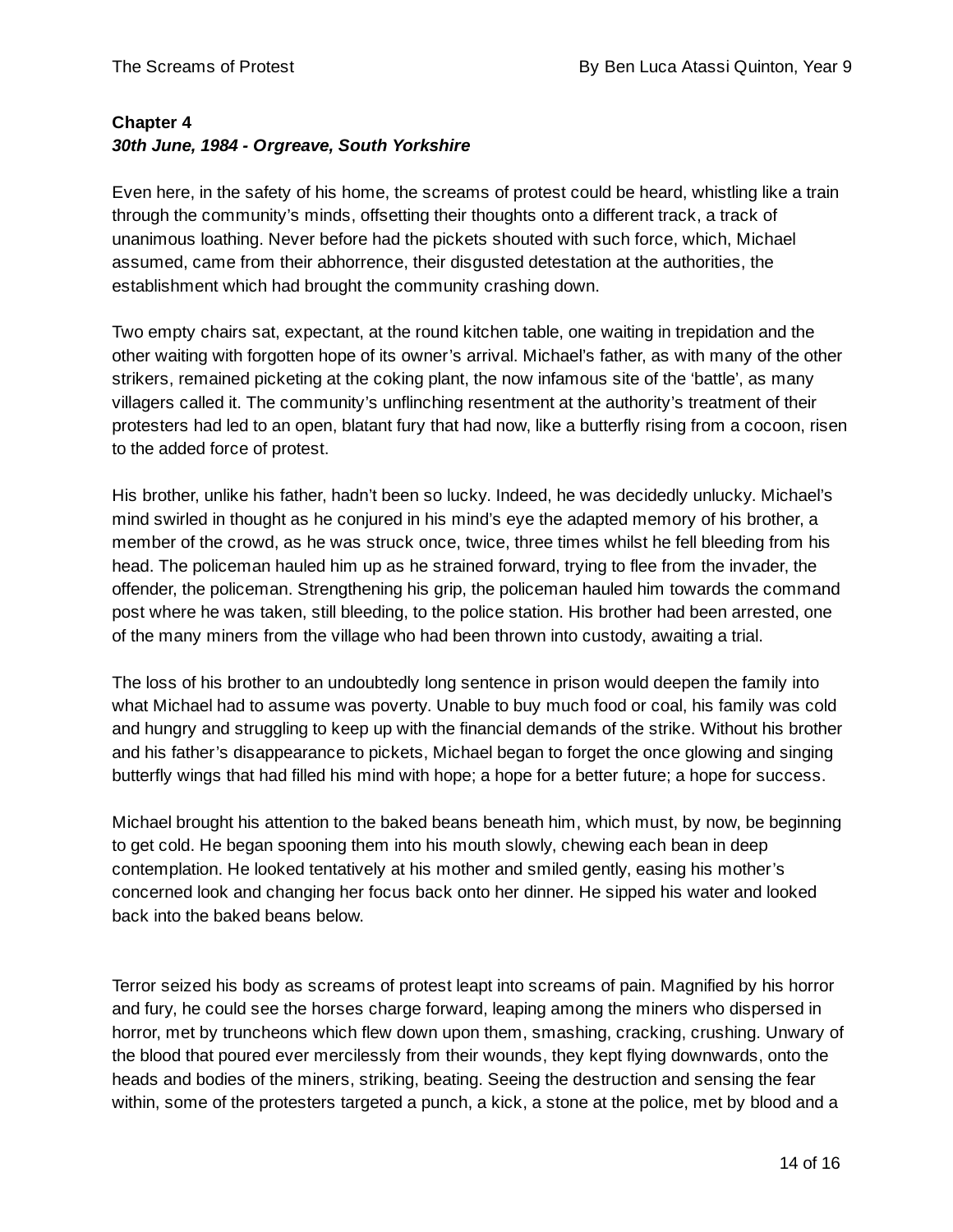**Chapter 4**
***30th June, 1984 - Orgreave, South Yorkshire***

Even here, in the safety of his home, the screams of protest could be heard, whistling like a train through the community's minds, offsetting their thoughts onto a different track, a track of unanimous loathing. Never before had the pickets shouted with such force, which, Michael assumed, came from their abhorrence, their disgusted detestation at the authorities, the establishment which had brought the community crashing down.

Two empty chairs sat, expectant, at the round kitchen table, one waiting in trepidation and the other waiting with forgotten hope of its owner's arrival. Michael's father, as with many of the other strikers, remained picketing at the coking plant, the now infamous site of the 'battle', as many villagers called it. The community's unflinching resentment at the authority's treatment of their protesters had led to an open, blatant fury that had now, like a butterfly rising from a cocoon, risen to the added force of protest.

His brother, unlike his father, hadn't been so lucky. Indeed, he was decidedly unlucky. Michael's mind swirled in thought as he conjured in his mind's eye the adapted memory of his brother, a member of the crowd, as he was struck once, twice, three times whilst he fell bleeding from his head. The policeman hauled him up as he strained forward, trying to flee from the invader, the offender, the policeman. Strengthening his grip, the policeman hauled him towards the command post where he was taken, still bleeding, to the police station. His brother had been arrested, one of the many miners from the village who had been thrown into custody, awaiting a trial.

The loss of his brother to an undoubtedly long sentence in prison would deepen the family into what Michael had to assume was poverty. Unable to buy much food or coal, his family was cold and hungry and struggling to keep up with the financial demands of the strike. Without his brother and his father's disappearance to pickets, Michael began to forget the once glowing and singing butterfly wings that had filled his mind with hope; a hope for a better future; a hope for success.

Michael brought his attention to the baked beans beneath him, which must, by now, be beginning to get cold. He began spooning them into his mouth slowly, chewing each bean in deep contemplation. He looked tentatively at his mother and smiled gently, easing his mother's concerned look and changing her focus back onto her dinner. He sipped his water and looked back into the baked beans below.

Terror seized his body as screams of protest leapt into screams of pain. Magnified by his horror and fury, he could see the horses charge forward, leaping among the miners who dispersed in horror, met by truncheons which flew down upon them, smashing, cracking, crushing. Unwary of the blood that poured ever mercilessly from their wounds, they kept flying downwards, onto the heads and bodies of the miners, striking, beating. Seeing the destruction and sensing the fear within, some of the protesters targeted a punch, a kick, a stone at the police, met by blood and a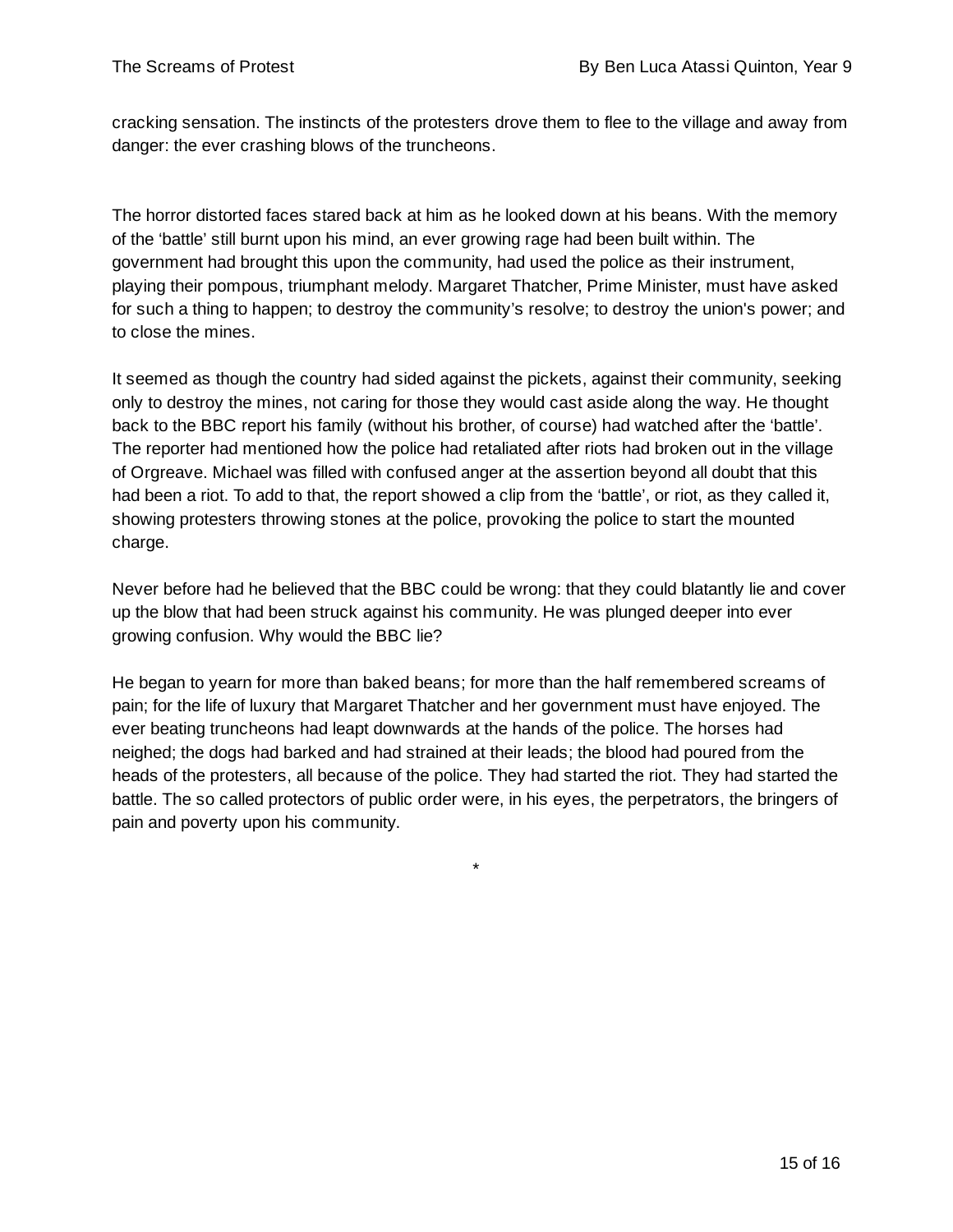cracking sensation. The instincts of the protesters drove them to flee to the village and away from danger: the ever crashing blows of the truncheons.

The horror distorted faces stared back at him as he looked down at his beans. With the memory of the ‘battle’ still burnt upon his mind, an ever growing rage had been built within. The government had brought this upon the community, had used the police as their instrument, playing their pompous, triumphant melody. Margaret Thatcher, Prime Minister, must have asked for such a thing to happen; to destroy the community’s resolve; to destroy the union's power; and to close the mines.

It seemed as though the country had sided against the pickets, against their community, seeking only to destroy the mines, not caring for those they would cast aside along the way. He thought back to the BBC report his family (without his brother, of course) had watched after the ‘battle’. The reporter had mentioned how the police had retaliated after riots had broken out in the village of Orgreave. Michael was filled with confused anger at the assertion beyond all doubt that this had been a riot. To add to that, the report showed a clip from the ‘battle’, or riot, as they called it, showing protesters throwing stones at the police, provoking the police to start the mounted charge.

Never before had he believed that the BBC could be wrong: that they could blatantly lie and cover up the blow that had been struck against his community. He was plunged deeper into ever growing confusion. Why would the BBC lie?

He began to yearn for more than baked beans; for more than the half remembered screams of pain; for the life of luxury that Margaret Thatcher and her government must have enjoyed. The ever beating truncheons had leapt downwards at the hands of the police. The horses had neighed; the dogs had barked and had strained at their leads; the blood had poured from the heads of the protesters, all because of the police. They had started the riot. They had started the battle. The so called protectors of public order were, in his eyes, the perpetrators, the bringers of pain and poverty upon his community.

*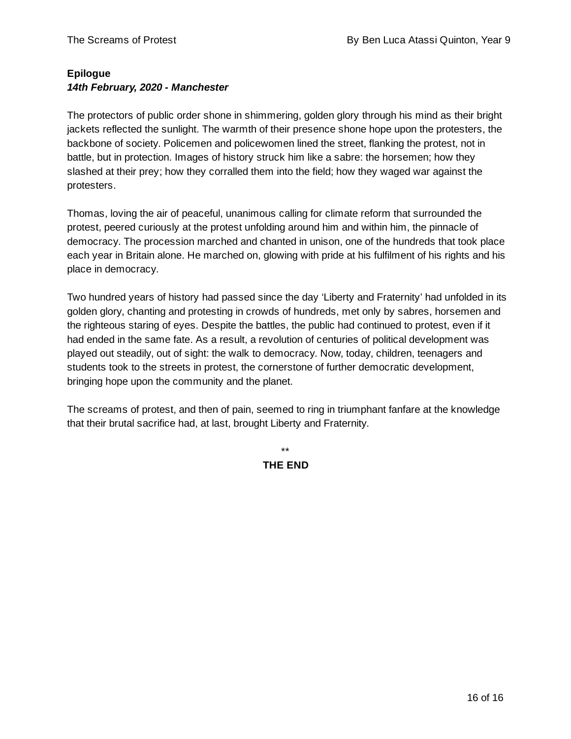## Epilogue

***14th February, 2020 - Manchester***

The protectors of public order shone in shimmering, golden glory through his mind as their bright jackets reflected the sunlight. The warmth of their presence shone hope upon the protesters, the backbone of society. Policemen and policewomen lined the street, flanking the protest, not in battle, but in protection. Images of history struck him like a sabre: the horsemen; how they slashed at their prey; how they corralled them into the field; how they waged war against the protesters.

Thomas, loving the air of peaceful, unanimous calling for climate reform that surrounded the protest, peered curiously at the protest unfolding around him and within him, the pinnacle of democracy. The procession marched and chanted in unison, one of the hundreds that took place each year in Britain alone. He marched on, glowing with pride at his fulfilment of his rights and his place in democracy.

Two hundred years of history had passed since the day 'Liberty and Fraternity' had unfolded in its golden glory, chanting and protesting in crowds of hundreds, met only by sabres, horsemen and the righteous staring of eyes. Despite the battles, the public had continued to protest, even if it had ended in the same fate. As a result, a revolution of centuries of political development was played out steadily, out of sight: the walk to democracy. Now, today, children, teenagers and students took to the streets in protest, the cornerstone of further democratic development, bringing hope upon the community and the planet.

The screams of protest, and then of pain, seemed to ring in triumphant fanfare at the knowledge that their brutal sacrifice had, at last, brought Liberty and Fraternity.

**

**THE END**